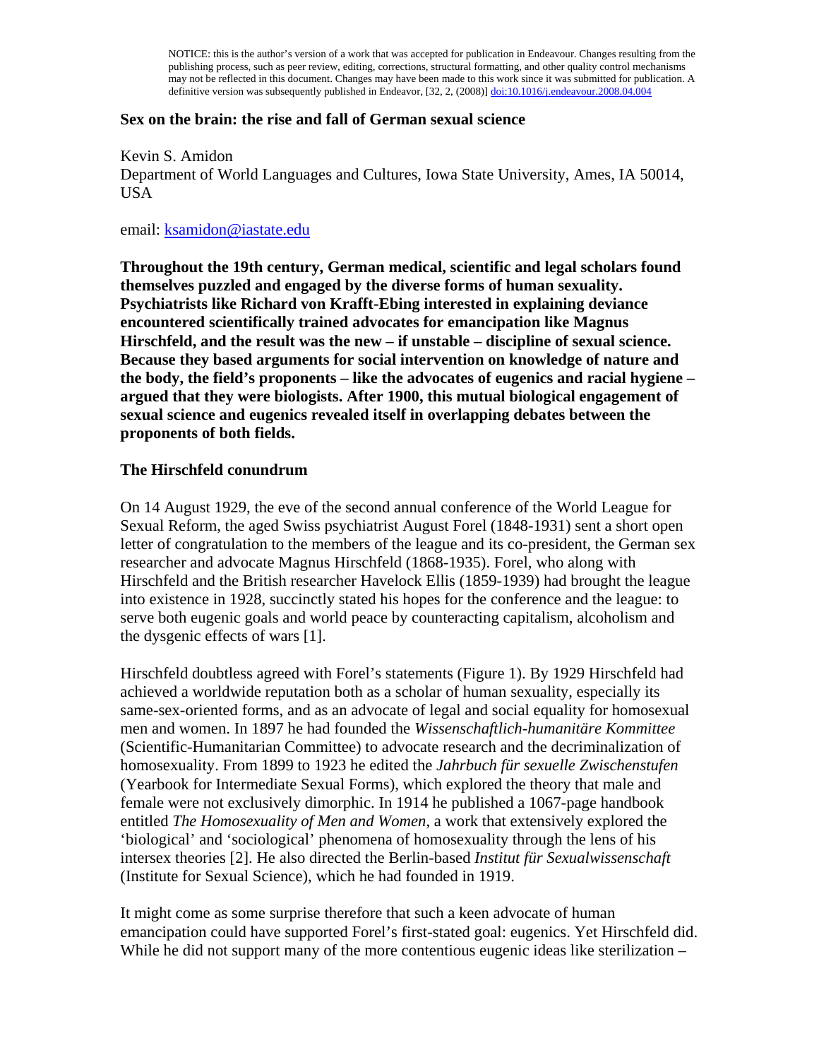NOTICE: this is the author's version of a work that was accepted for publication in Endeavour. Changes resulting from the publishing process, such as peer review, editing, corrections, structural formatting, and other quality control mechanisms may not be reflected in this document. Changes may have been made to this work since it was submitted for publication. A definitive version was subsequently published in Endeavor, [32, 2, (2008)] doi:10.1016/j.endeavour.2008.04.004

# Sex on the brain: the rise and fall of German sexual science

Kevin S. Amidon
Department of World Languages and Cultures, Iowa State University, Ames, IA 50014, USA

email: ksamidon@iastate.edu

**Throughout the 19th century, German medical, scientific and legal scholars found themselves puzzled and engaged by the diverse forms of human sexuality. Psychiatrists like Richard von Krafft-Ebing interested in explaining deviance encountered scientifically trained advocates for emancipation like Magnus Hirschfeld, and the result was the new – if unstable – discipline of sexual science. Because they based arguments for social intervention on knowledge of nature and the body, the field's proponents – like the advocates of eugenics and racial hygiene – argued that they were biologists. After 1900, this mutual biological engagement of sexual science and eugenics revealed itself in overlapping debates between the proponents of both fields.**

## The Hirschfeld conundrum

On 14 August 1929, the eve of the second annual conference of the World League for Sexual Reform, the aged Swiss psychiatrist August Forel (1848-1931) sent a short open letter of congratulation to the members of the league and its co-president, the German sex researcher and advocate Magnus Hirschfeld (1868-1935). Forel, who along with Hirschfeld and the British researcher Havelock Ellis (1859-1939) had brought the league into existence in 1928, succinctly stated his hopes for the conference and the league: to serve both eugenic goals and world peace by counteracting capitalism, alcoholism and the dysgenic effects of wars [1].

Hirschfeld doubtless agreed with Forel's statements (Figure 1). By 1929 Hirschfeld had achieved a worldwide reputation both as a scholar of human sexuality, especially its same-sex-oriented forms, and as an advocate of legal and social equality for homosexual men and women. In 1897 he had founded the *Wissenschaftlich-humanitäre Kommittee* (Scientific-Humanitarian Committee) to advocate research and the decriminalization of homosexuality. From 1899 to 1923 he edited the *Jahrbuch für sexuelle Zwischenstufen* (Yearbook for Intermediate Sexual Forms), which explored the theory that male and female were not exclusively dimorphic. In 1914 he published a 1067-page handbook entitled *The Homosexuality of Men and Women*, a work that extensively explored the 'biological' and 'sociological' phenomena of homosexuality through the lens of his intersex theories [2]. He also directed the Berlin-based *Institut für Sexualwissenschaft* (Institute for Sexual Science), which he had founded in 1919.

It might come as some surprise therefore that such a keen advocate of human emancipation could have supported Forel's first-stated goal: eugenics. Yet Hirschfeld did. While he did not support many of the more contentious eugenic ideas like sterilization –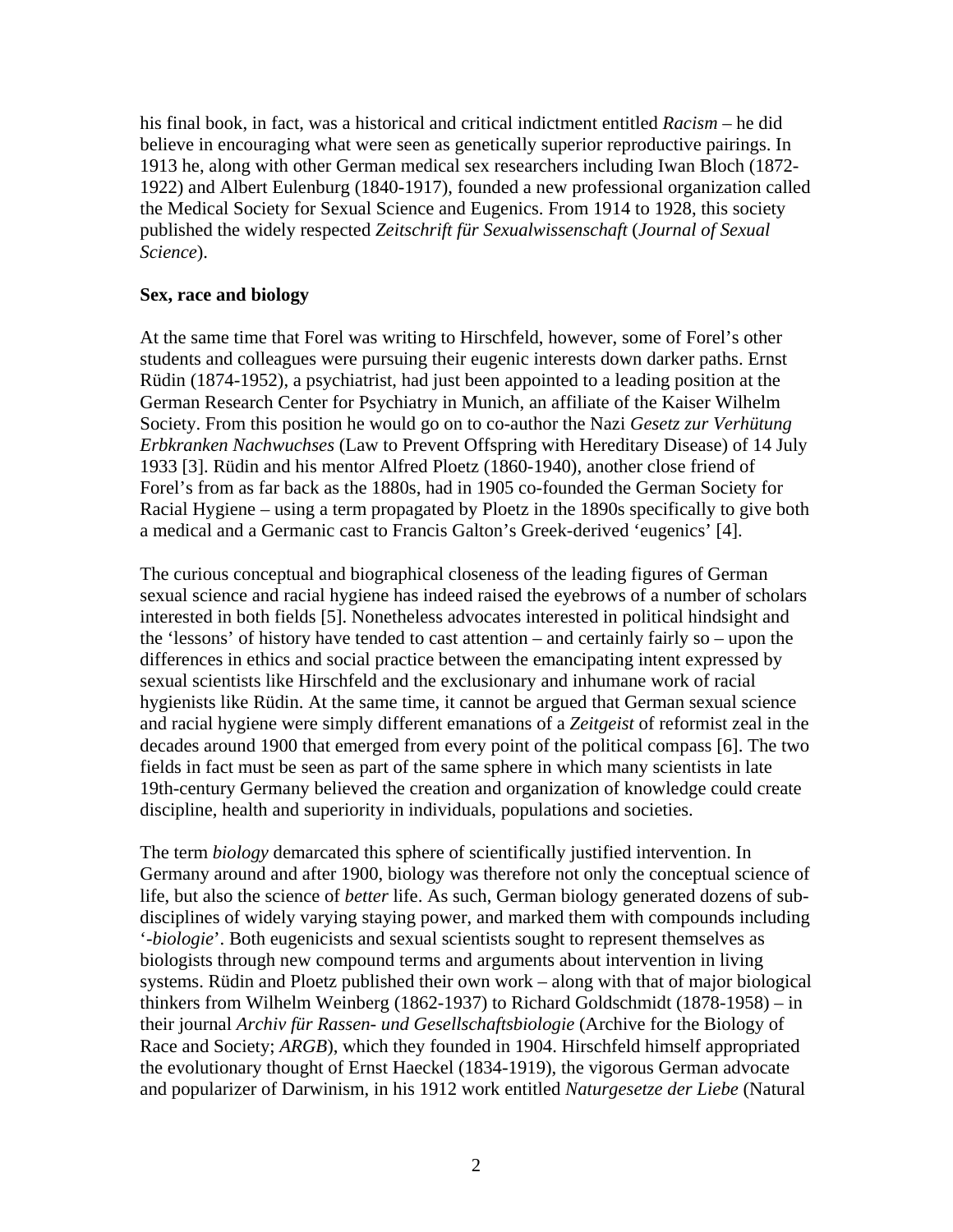his final book, in fact, was a historical and critical indictment entitled *Racism* – he did believe in encouraging what were seen as genetically superior reproductive pairings. In 1913 he, along with other German medical sex researchers including Iwan Bloch (1872-1922) and Albert Eulenburg (1840-1917), founded a new professional organization called the Medical Society for Sexual Science and Eugenics. From 1914 to 1928, this society published the widely respected *Zeitschrift für Sexualwissenschaft* (*Journal of Sexual Science*).

**Sex, race and biology**

At the same time that Forel was writing to Hirschfeld, however, some of Forel's other students and colleagues were pursuing their eugenic interests down darker paths. Ernst Rüdin (1874-1952), a psychiatrist, had just been appointed to a leading position at the German Research Center for Psychiatry in Munich, an affiliate of the Kaiser Wilhelm Society. From this position he would go on to co-author the Nazi *Gesetz zur Verhütung Erbkranken Nachwuchses* (Law to Prevent Offspring with Hereditary Disease) of 14 July 1933 [3]. Rüdin and his mentor Alfred Ploetz (1860-1940), another close friend of Forel's from as far back as the 1880s, had in 1905 co-founded the German Society for Racial Hygiene – using a term propagated by Ploetz in the 1890s specifically to give both a medical and a Germanic cast to Francis Galton's Greek-derived 'eugenics' [4].

The curious conceptual and biographical closeness of the leading figures of German sexual science and racial hygiene has indeed raised the eyebrows of a number of scholars interested in both fields [5]. Nonetheless advocates interested in political hindsight and the 'lessons' of history have tended to cast attention – and certainly fairly so – upon the differences in ethics and social practice between the emancipating intent expressed by sexual scientists like Hirschfeld and the exclusionary and inhumane work of racial hygienists like Rüdin. At the same time, it cannot be argued that German sexual science and racial hygiene were simply different emanations of a *Zeitgeist* of reformist zeal in the decades around 1900 that emerged from every point of the political compass [6]. The two fields in fact must be seen as part of the same sphere in which many scientists in late 19th-century Germany believed the creation and organization of knowledge could create discipline, health and superiority in individuals, populations and societies.

The term *biology* demarcated this sphere of scientifically justified intervention. In Germany around and after 1900, biology was therefore not only the conceptual science of life, but also the science of *better* life. As such, German biology generated dozens of sub-disciplines of widely varying staying power, and marked them with compounds including '*-biologie*'. Both eugenicists and sexual scientists sought to represent themselves as biologists through new compound terms and arguments about intervention in living systems. Rüdin and Ploetz published their own work – along with that of major biological thinkers from Wilhelm Weinberg (1862-1937) to Richard Goldschmidt (1878-1958) – in their journal *Archiv für Rassen- und Gesellschaftsbiologie* (Archive for the Biology of Race and Society; *ARGB*), which they founded in 1904. Hirschfeld himself appropriated the evolutionary thought of Ernst Haeckel (1834-1919), the vigorous German advocate and popularizer of Darwinism, in his 1912 work entitled *Naturgesetze der Liebe* (Natural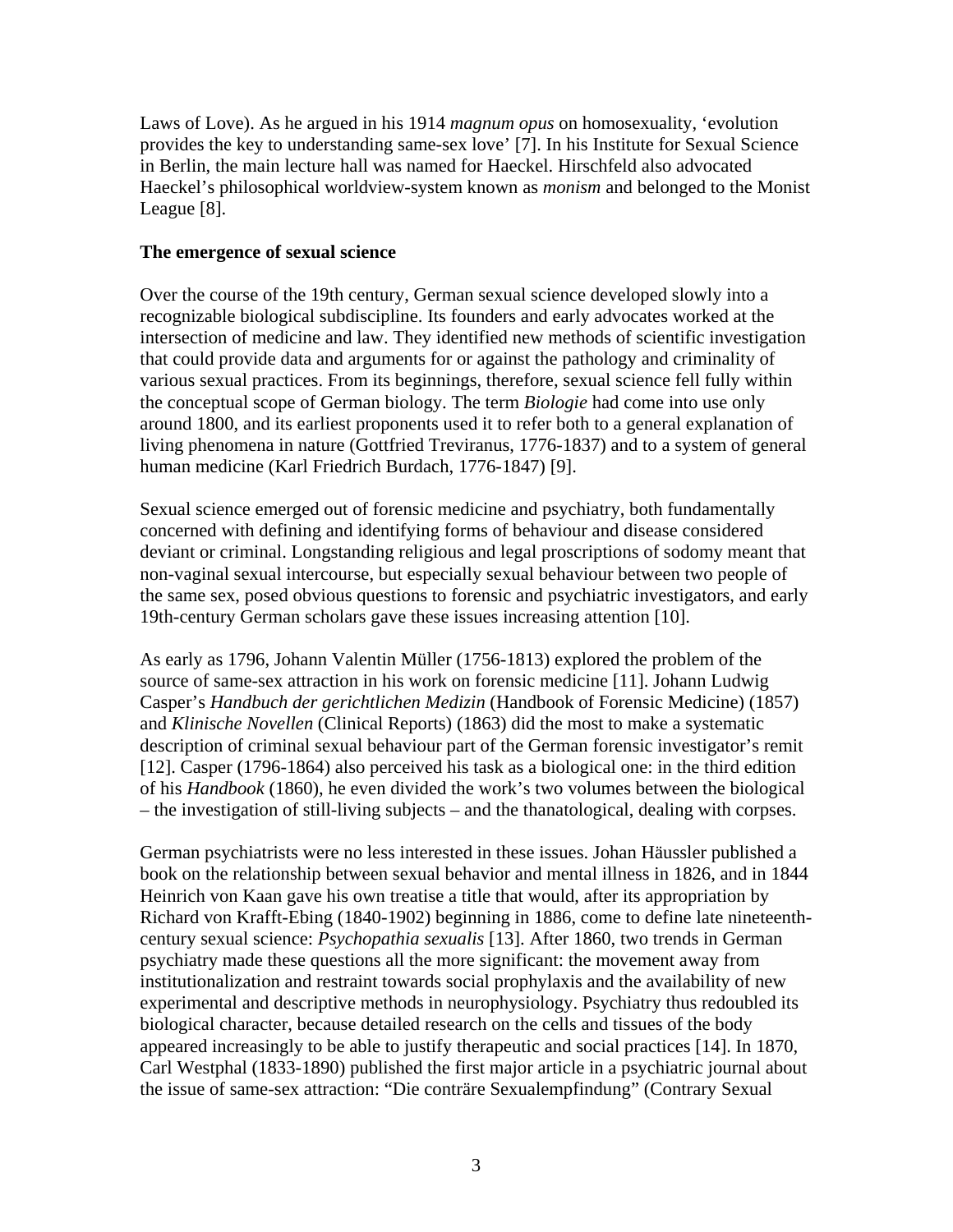Laws of Love). As he argued in his 1914 *magnum opus* on homosexuality, 'evolution provides the key to understanding same-sex love' [7]. In his Institute for Sexual Science in Berlin, the main lecture hall was named for Haeckel. Hirschfeld also advocated Haeckel's philosophical worldview-system known as *monism* and belonged to the Monist League [8].

**The emergence of sexual science**

Over the course of the 19th century, German sexual science developed slowly into a recognizable biological subdiscipline. Its founders and early advocates worked at the intersection of medicine and law. They identified new methods of scientific investigation that could provide data and arguments for or against the pathology and criminality of various sexual practices. From its beginnings, therefore, sexual science fell fully within the conceptual scope of German biology. The term *Biologie* had come into use only around 1800, and its earliest proponents used it to refer both to a general explanation of living phenomena in nature (Gottfried Treviranus, 1776-1837) and to a system of general human medicine (Karl Friedrich Burdach, 1776-1847) [9].

Sexual science emerged out of forensic medicine and psychiatry, both fundamentally concerned with defining and identifying forms of behaviour and disease considered deviant or criminal. Longstanding religious and legal proscriptions of sodomy meant that non-vaginal sexual intercourse, but especially sexual behaviour between two people of the same sex, posed obvious questions to forensic and psychiatric investigators, and early 19th-century German scholars gave these issues increasing attention [10].

As early as 1796, Johann Valentin Müller (1756-1813) explored the problem of the source of same-sex attraction in his work on forensic medicine [11]. Johann Ludwig Casper's *Handbuch der gerichtlichen Medizin* (Handbook of Forensic Medicine) (1857) and *Klinische Novellen* (Clinical Reports) (1863) did the most to make a systematic description of criminal sexual behaviour part of the German forensic investigator's remit [12]. Casper (1796-1864) also perceived his task as a biological one: in the third edition of his *Handbook* (1860), he even divided the work's two volumes between the biological – the investigation of still-living subjects – and the thanatological, dealing with corpses.

German psychiatrists were no less interested in these issues. Johan Häussler published a book on the relationship between sexual behavior and mental illness in 1826, and in 1844 Heinrich von Kaan gave his own treatise a title that would, after its appropriation by Richard von Krafft-Ebing (1840-1902) beginning in 1886, come to define late nineteenth-century sexual science: *Psychopathia sexualis* [13]. After 1860, two trends in German psychiatry made these questions all the more significant: the movement away from institutionalization and restraint towards social prophylaxis and the availability of new experimental and descriptive methods in neurophysiology. Psychiatry thus redoubled its biological character, because detailed research on the cells and tissues of the body appeared increasingly to be able to justify therapeutic and social practices [14]. In 1870, Carl Westphal (1833-1890) published the first major article in a psychiatric journal about the issue of same-sex attraction: "Die conträre Sexualempfindung" (Contrary Sexual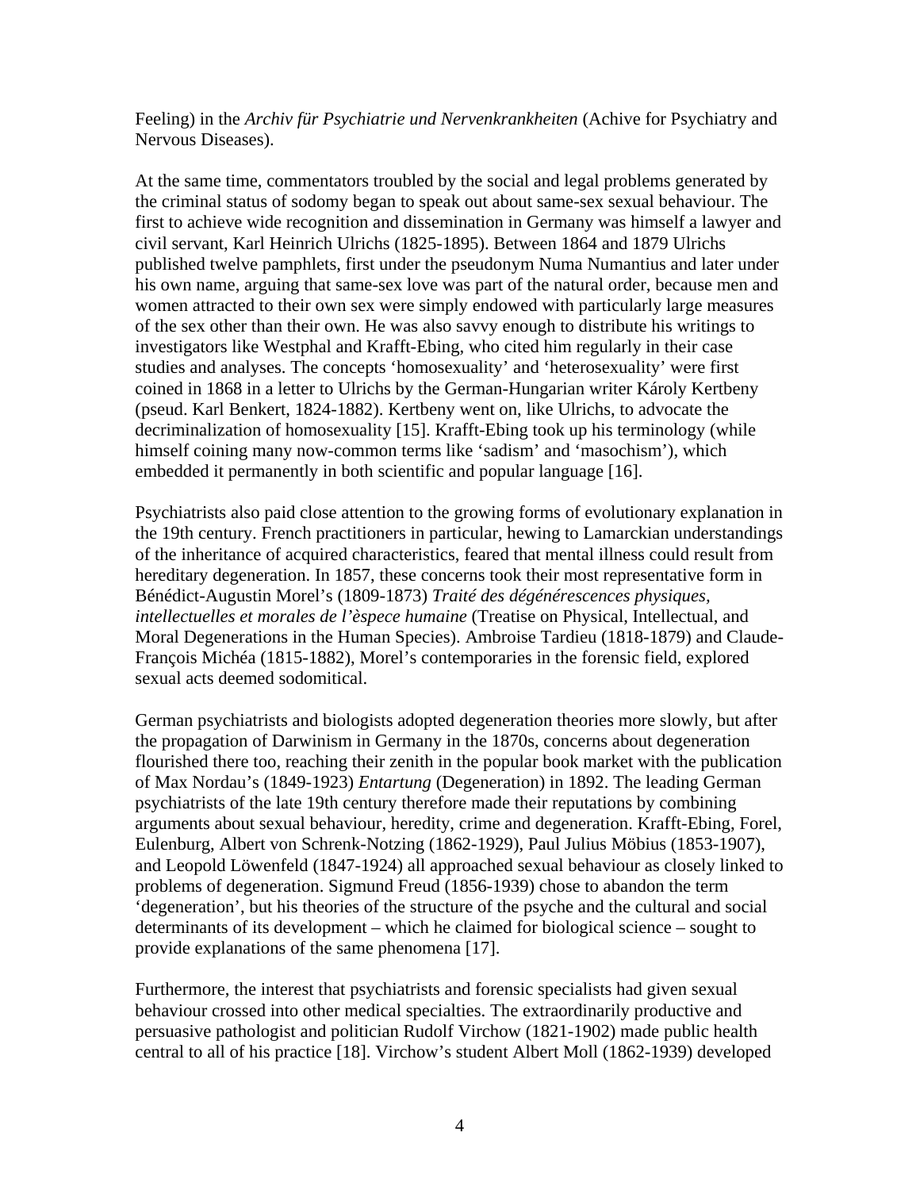Feeling) in the *Archiv für Psychiatrie und Nervenkrankheiten* (Achive for Psychiatry and Nervous Diseases).

At the same time, commentators troubled by the social and legal problems generated by the criminal status of sodomy began to speak out about same-sex sexual behaviour. The first to achieve wide recognition and dissemination in Germany was himself a lawyer and civil servant, Karl Heinrich Ulrichs (1825-1895). Between 1864 and 1879 Ulrichs published twelve pamphlets, first under the pseudonym Numa Numantius and later under his own name, arguing that same-sex love was part of the natural order, because men and women attracted to their own sex were simply endowed with particularly large measures of the sex other than their own. He was also savvy enough to distribute his writings to investigators like Westphal and Krafft-Ebing, who cited him regularly in their case studies and analyses. The concepts 'homosexuality' and 'heterosexuality' were first coined in 1868 in a letter to Ulrichs by the German-Hungarian writer Károly Kertbeny (pseud. Karl Benkert, 1824-1882). Kertbeny went on, like Ulrichs, to advocate the decriminalization of homosexuality [15]. Krafft-Ebing took up his terminology (while himself coining many now-common terms like 'sadism' and 'masochism'), which embedded it permanently in both scientific and popular language [16].

Psychiatrists also paid close attention to the growing forms of evolutionary explanation in the 19th century. French practitioners in particular, hewing to Lamarckian understandings of the inheritance of acquired characteristics, feared that mental illness could result from hereditary degeneration. In 1857, these concerns took their most representative form in Bénédict-Augustin Morel's (1809-1873) *Traité des dégénérescences physiques, intellectuelles et morales de l'èspece humaine* (Treatise on Physical, Intellectual, and Moral Degenerations in the Human Species). Ambroise Tardieu (1818-1879) and Claude-François Michéa (1815-1882), Morel's contemporaries in the forensic field, explored sexual acts deemed sodomitical.

German psychiatrists and biologists adopted degeneration theories more slowly, but after the propagation of Darwinism in Germany in the 1870s, concerns about degeneration flourished there too, reaching their zenith in the popular book market with the publication of Max Nordau's (1849-1923) *Entartung* (Degeneration) in 1892. The leading German psychiatrists of the late 19th century therefore made their reputations by combining arguments about sexual behaviour, heredity, crime and degeneration. Krafft-Ebing, Forel, Eulenburg, Albert von Schrenk-Notzing (1862-1929), Paul Julius Möbius (1853-1907), and Leopold Löwenfeld (1847-1924) all approached sexual behaviour as closely linked to problems of degeneration. Sigmund Freud (1856-1939) chose to abandon the term 'degeneration', but his theories of the structure of the psyche and the cultural and social determinants of its development – which he claimed for biological science – sought to provide explanations of the same phenomena [17].

Furthermore, the interest that psychiatrists and forensic specialists had given sexual behaviour crossed into other medical specialties. The extraordinarily productive and persuasive pathologist and politician Rudolf Virchow (1821-1902) made public health central to all of his practice [18]. Virchow's student Albert Moll (1862-1939) developed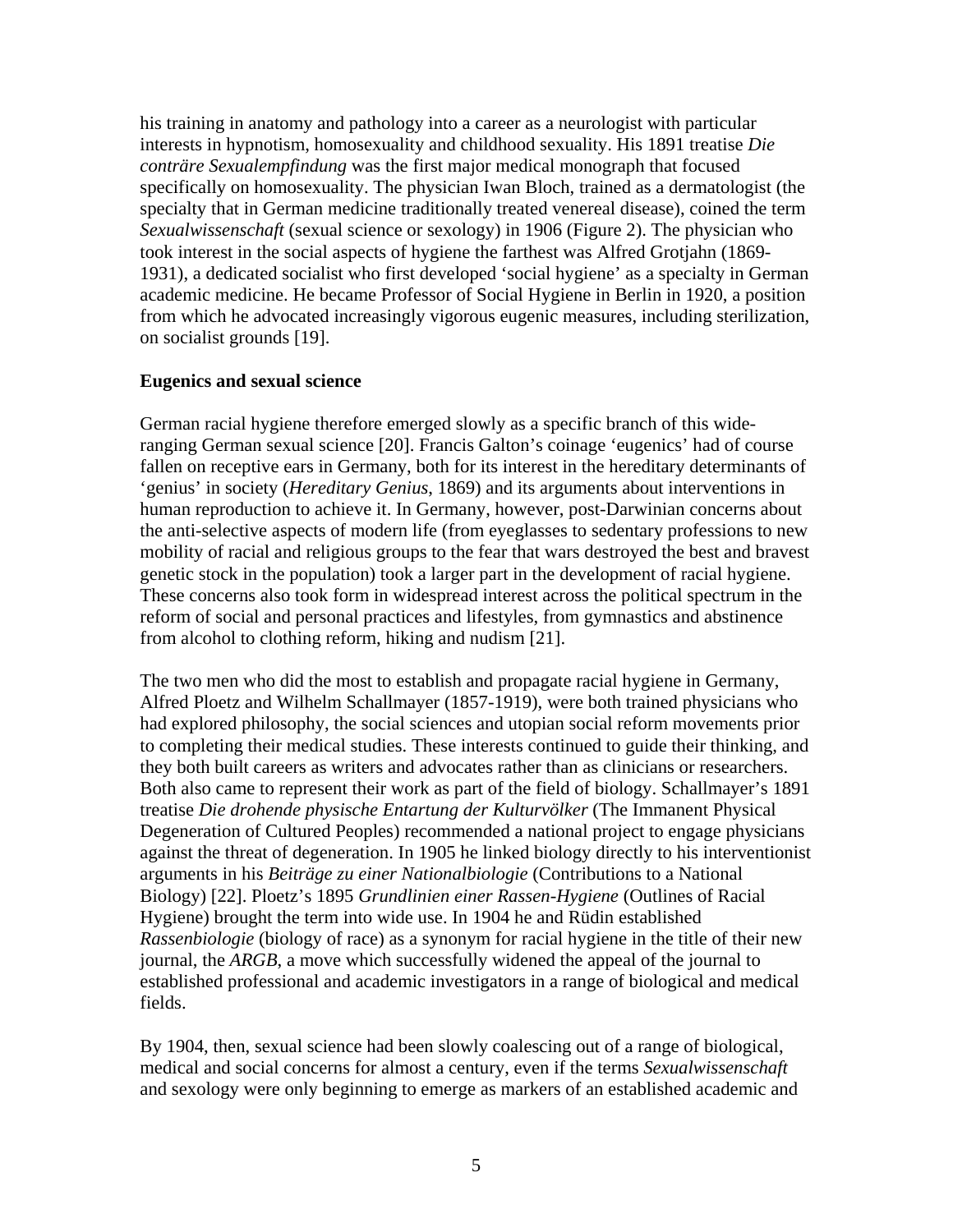his training in anatomy and pathology into a career as a neurologist with particular interests in hypnotism, homosexuality and childhood sexuality. His 1891 treatise *Die conträre Sexualempfindung* was the first major medical monograph that focused specifically on homosexuality. The physician Iwan Bloch, trained as a dermatologist (the specialty that in German medicine traditionally treated venereal disease), coined the term *Sexualwissenschaft* (sexual science or sexology) in 1906 (Figure 2). The physician who took interest in the social aspects of hygiene the farthest was Alfred Grotjahn (1869-1931), a dedicated socialist who first developed 'social hygiene' as a specialty in German academic medicine. He became Professor of Social Hygiene in Berlin in 1920, a position from which he advocated increasingly vigorous eugenic measures, including sterilization, on socialist grounds [19].

**Eugenics and sexual science**

German racial hygiene therefore emerged slowly as a specific branch of this wide-ranging German sexual science [20]. Francis Galton's coinage 'eugenics' had of course fallen on receptive ears in Germany, both for its interest in the hereditary determinants of 'genius' in society (*Hereditary Genius*, 1869) and its arguments about interventions in human reproduction to achieve it. In Germany, however, post-Darwinian concerns about the anti-selective aspects of modern life (from eyeglasses to sedentary professions to new mobility of racial and religious groups to the fear that wars destroyed the best and bravest genetic stock in the population) took a larger part in the development of racial hygiene. These concerns also took form in widespread interest across the political spectrum in the reform of social and personal practices and lifestyles, from gymnastics and abstinence from alcohol to clothing reform, hiking and nudism [21].

The two men who did the most to establish and propagate racial hygiene in Germany, Alfred Ploetz and Wilhelm Schallmayer (1857-1919), were both trained physicians who had explored philosophy, the social sciences and utopian social reform movements prior to completing their medical studies. These interests continued to guide their thinking, and they both built careers as writers and advocates rather than as clinicians or researchers. Both also came to represent their work as part of the field of biology. Schallmayer's 1891 treatise *Die drohende physische Entartung der Kulturvölker* (The Immanent Physical Degeneration of Cultured Peoples) recommended a national project to engage physicians against the threat of degeneration. In 1905 he linked biology directly to his interventionist arguments in his *Beiträge zu einer Nationalbiologie* (Contributions to a National Biology) [22]. Ploetz's 1895 *Grundlinien einer Rassen-Hygiene* (Outlines of Racial Hygiene) brought the term into wide use. In 1904 he and Rüdin established *Rassenbiologie* (biology of race) as a synonym for racial hygiene in the title of their new journal, the *ARGB*, a move which successfully widened the appeal of the journal to established professional and academic investigators in a range of biological and medical fields.

By 1904, then, sexual science had been slowly coalescing out of a range of biological, medical and social concerns for almost a century, even if the terms *Sexualwissenschaft* and sexology were only beginning to emerge as markers of an established academic and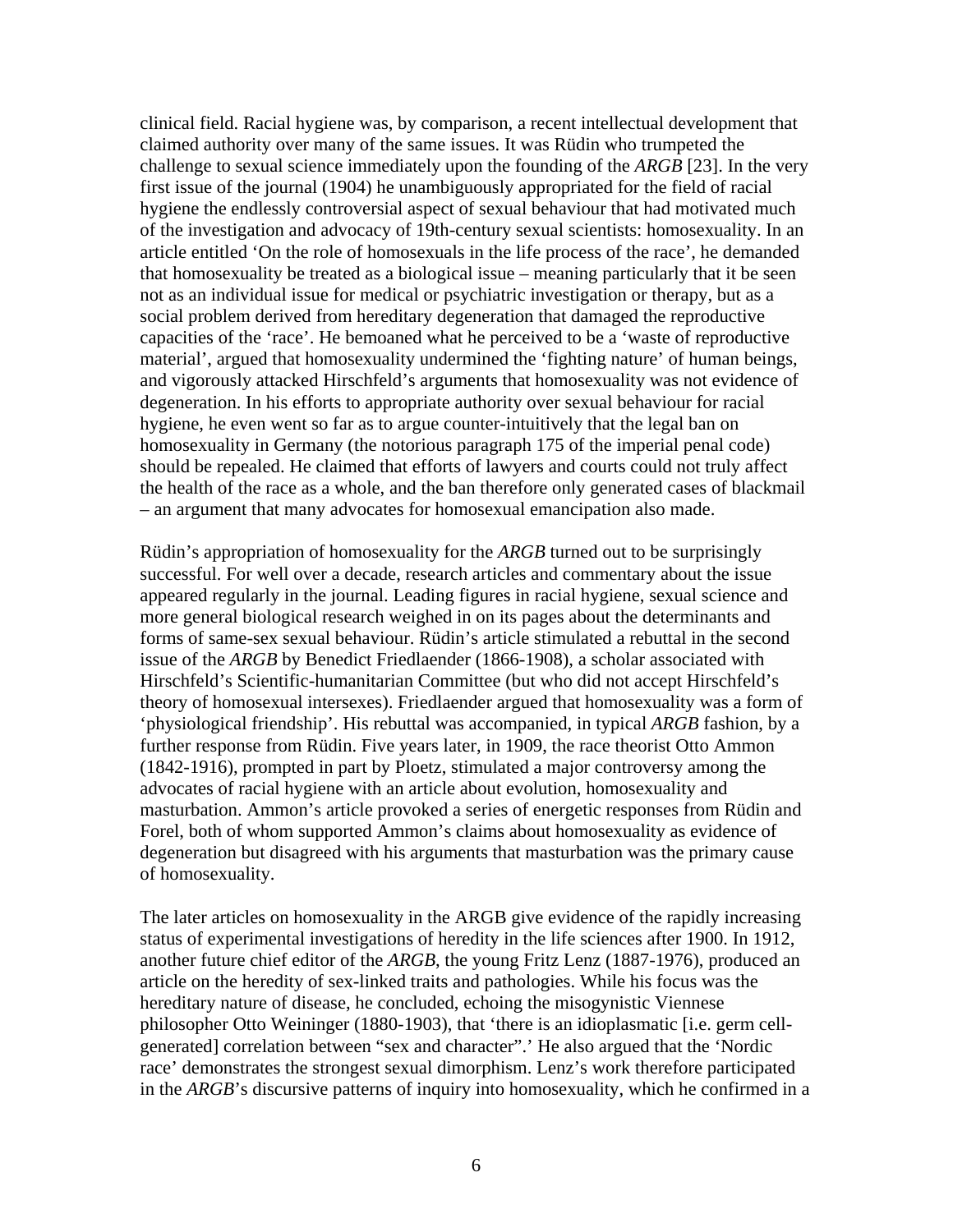clinical field. Racial hygiene was, by comparison, a recent intellectual development that claimed authority over many of the same issues. It was Rüdin who trumpeted the challenge to sexual science immediately upon the founding of the *ARGB* [23]. In the very first issue of the journal (1904) he unambiguously appropriated for the field of racial hygiene the endlessly controversial aspect of sexual behaviour that had motivated much of the investigation and advocacy of 19th-century sexual scientists: homosexuality. In an article entitled 'On the role of homosexuals in the life process of the race', he demanded that homosexuality be treated as a biological issue – meaning particularly that it be seen not as an individual issue for medical or psychiatric investigation or therapy, but as a social problem derived from hereditary degeneration that damaged the reproductive capacities of the 'race'. He bemoaned what he perceived to be a 'waste of reproductive material', argued that homosexuality undermined the 'fighting nature' of human beings, and vigorously attacked Hirschfeld's arguments that homosexuality was not evidence of degeneration. In his efforts to appropriate authority over sexual behaviour for racial hygiene, he even went so far as to argue counter-intuitively that the legal ban on homosexuality in Germany (the notorious paragraph 175 of the imperial penal code) should be repealed. He claimed that efforts of lawyers and courts could not truly affect the health of the race as a whole, and the ban therefore only generated cases of blackmail – an argument that many advocates for homosexual emancipation also made.

Rüdin's appropriation of homosexuality for the *ARGB* turned out to be surprisingly successful. For well over a decade, research articles and commentary about the issue appeared regularly in the journal. Leading figures in racial hygiene, sexual science and more general biological research weighed in on its pages about the determinants and forms of same-sex sexual behaviour. Rüdin's article stimulated a rebuttal in the second issue of the *ARGB* by Benedict Friedlaender (1866-1908), a scholar associated with Hirschfeld's Scientific-humanitarian Committee (but who did not accept Hirschfeld's theory of homosexual intersexes). Friedlaender argued that homosexuality was a form of 'physiological friendship'. His rebuttal was accompanied, in typical *ARGB* fashion, by a further response from Rüdin. Five years later, in 1909, the race theorist Otto Ammon (1842-1916), prompted in part by Ploetz, stimulated a major controversy among the advocates of racial hygiene with an article about evolution, homosexuality and masturbation. Ammon's article provoked a series of energetic responses from Rüdin and Forel, both of whom supported Ammon's claims about homosexuality as evidence of degeneration but disagreed with his arguments that masturbation was the primary cause of homosexuality.

The later articles on homosexuality in the ARGB give evidence of the rapidly increasing status of experimental investigations of heredity in the life sciences after 1900. In 1912, another future chief editor of the *ARGB*, the young Fritz Lenz (1887-1976), produced an article on the heredity of sex-linked traits and pathologies. While his focus was the hereditary nature of disease, he concluded, echoing the misogynistic Viennese philosopher Otto Weininger (1880-1903), that 'there is an idioplasmatic [i.e. germ cell-generated] correlation between "sex and character".' He also argued that the 'Nordic race' demonstrates the strongest sexual dimorphism. Lenz's work therefore participated in the *ARGB*'s discursive patterns of inquiry into homosexuality, which he confirmed in a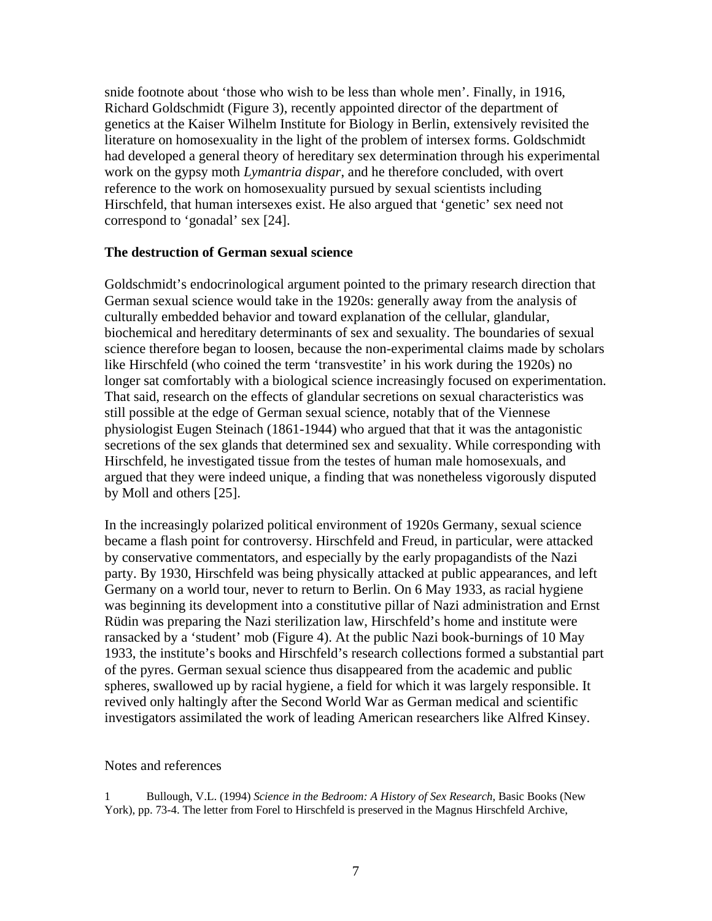snide footnote about 'those who wish to be less than whole men'. Finally, in 1916, Richard Goldschmidt (Figure 3), recently appointed director of the department of genetics at the Kaiser Wilhelm Institute for Biology in Berlin, extensively revisited the literature on homosexuality in the light of the problem of intersex forms. Goldschmidt had developed a general theory of hereditary sex determination through his experimental work on the gypsy moth *Lymantria dispar*, and he therefore concluded, with overt reference to the work on homosexuality pursued by sexual scientists including Hirschfeld, that human intersexes exist. He also argued that 'genetic' sex need not correspond to 'gonadal' sex [24].

## The destruction of German sexual science

Goldschmidt's endocrinological argument pointed to the primary research direction that German sexual science would take in the 1920s: generally away from the analysis of culturally embedded behavior and toward explanation of the cellular, glandular, biochemical and hereditary determinants of sex and sexuality. The boundaries of sexual science therefore began to loosen, because the non-experimental claims made by scholars like Hirschfeld (who coined the term 'transvestite' in his work during the 1920s) no longer sat comfortably with a biological science increasingly focused on experimentation. That said, research on the effects of glandular secretions on sexual characteristics was still possible at the edge of German sexual science, notably that of the Viennese physiologist Eugen Steinach (1861-1944) who argued that that it was the antagonistic secretions of the sex glands that determined sex and sexuality. While corresponding with Hirschfeld, he investigated tissue from the testes of human male homosexuals, and argued that they were indeed unique, a finding that was nonetheless vigorously disputed by Moll and others [25].

In the increasingly polarized political environment of 1920s Germany, sexual science became a flash point for controversy. Hirschfeld and Freud, in particular, were attacked by conservative commentators, and especially by the early propagandists of the Nazi party. By 1930, Hirschfeld was being physically attacked at public appearances, and left Germany on a world tour, never to return to Berlin. On 6 May 1933, as racial hygiene was beginning its development into a constitutive pillar of Nazi administration and Ernst Rüdin was preparing the Nazi sterilization law, Hirschfeld's home and institute were ransacked by a 'student' mob (Figure 4). At the public Nazi book-burnings of 10 May 1933, the institute's books and Hirschfeld's research collections formed a substantial part of the pyres. German sexual science thus disappeared from the academic and public spheres, swallowed up by racial hygiene, a field for which it was largely responsible. It revived only haltingly after the Second World War as German medical and scientific investigators assimilated the work of leading American researchers like Alfred Kinsey.

Notes and references

1 Bullough, V.L. (1994) *Science in the Bedroom: A History of Sex Research*, Basic Books (New York), pp. 73-4. The letter from Forel to Hirschfeld is preserved in the Magnus Hirschfeld Archive,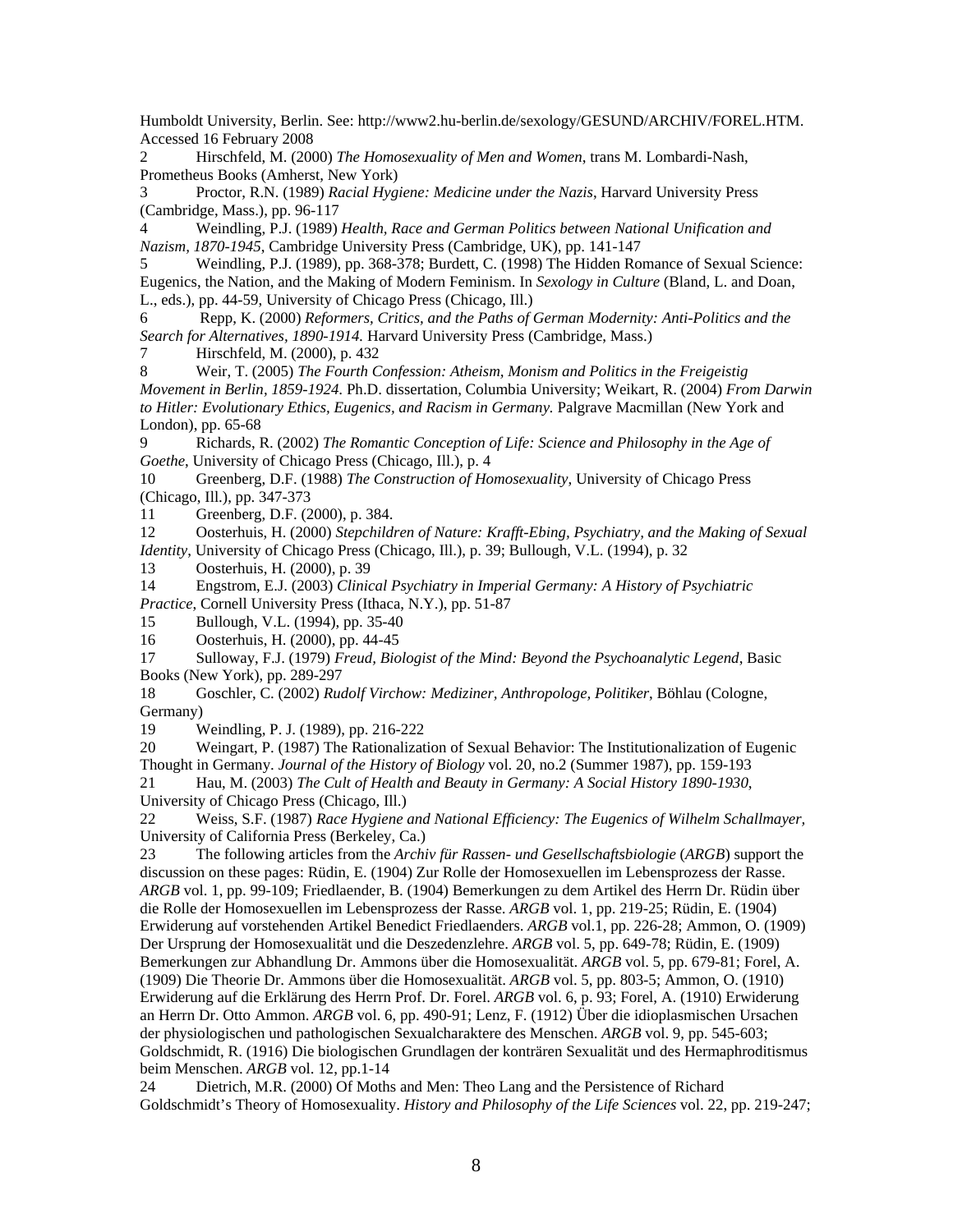Humboldt University, Berlin. See: http://www2.hu-berlin.de/sexology/GESUND/ARCHIV/FOREL.HTM. Accessed 16 February 2008

2 Hirschfeld, M. (2000) *The Homosexuality of Men and Women*, trans M. Lombardi-Nash, Prometheus Books (Amherst, New York)

3 Proctor, R.N. (1989) *Racial Hygiene: Medicine under the Nazis*, Harvard University Press (Cambridge, Mass.), pp. 96-117

4 Weindling, P.J. (1989) *Health, Race and German Politics between National Unification and Nazism, 1870-1945*, Cambridge University Press (Cambridge, UK), pp. 141-147

5 Weindling, P.J. (1989), pp. 368-378; Burdett, C. (1998) The Hidden Romance of Sexual Science: Eugenics, the Nation, and the Making of Modern Feminism. In *Sexology in Culture* (Bland, L. and Doan, L., eds.), pp. 44-59, University of Chicago Press (Chicago, Ill.)

6 Repp, K. (2000) *Reformers, Critics, and the Paths of German Modernity: Anti-Politics and the Search for Alternatives, 1890-1914.* Harvard University Press (Cambridge, Mass.)

7 Hirschfeld, M. (2000), p. 432

8 Weir, T. (2005) *The Fourth Confession: Atheism, Monism and Politics in the Freigeistig Movement in Berlin, 1859-1924*. Ph.D. dissertation, Columbia University; Weikart, R. (2004) *From Darwin to Hitler: Evolutionary Ethics, Eugenics, and Racism in Germany.* Palgrave Macmillan (New York and London), pp. 65-68

9 Richards, R. (2002) *The Romantic Conception of Life: Science and Philosophy in the Age of Goethe*, University of Chicago Press (Chicago, Ill.), p. 4

10 Greenberg, D.F. (1988) *The Construction of Homosexuality*, University of Chicago Press (Chicago, Ill.), pp. 347-373

11 Greenberg, D.F. (2000), p. 384.

12 Oosterhuis, H. (2000) *Stepchildren of Nature: Krafft-Ebing, Psychiatry, and the Making of Sexual Identity*, University of Chicago Press (Chicago, Ill.), p. 39; Bullough, V.L. (1994), p. 32

13 Oosterhuis, H. (2000), p. 39

14 Engstrom, E.J. (2003) *Clinical Psychiatry in Imperial Germany: A History of Psychiatric Practice*, Cornell University Press (Ithaca, N.Y.), pp. 51-87

15 Bullough, V.L. (1994), pp. 35-40

16 Oosterhuis, H. (2000), pp. 44-45

17 Sulloway, F.J. (1979) *Freud, Biologist of the Mind: Beyond the Psychoanalytic Legend*, Basic Books (New York), pp. 289-297

18 Goschler, C. (2002) *Rudolf Virchow: Mediziner, Anthropologe, Politiker*, Böhlau (Cologne, Germany)

19 Weindling, P. J. (1989), pp. 216-222

20 Weingart, P. (1987) The Rationalization of Sexual Behavior: The Institutionalization of Eugenic Thought in Germany. *Journal of the History of Biology* vol. 20, no.2 (Summer 1987), pp. 159-193

21 Hau, M. (2003) *The Cult of Health and Beauty in Germany: A Social History 1890-1930*, University of Chicago Press (Chicago, Ill.)

22 Weiss, S.F. (1987) *Race Hygiene and National Efficiency: The Eugenics of Wilhelm Schallmayer*, University of California Press (Berkeley, Ca.)

23 The following articles from the *Archiv für Rassen- und Gesellschaftsbiologie* (*ARGB*) support the discussion on these pages: Rüdin, E. (1904) Zur Rolle der Homosexuellen im Lebensprozess der Rasse. *ARGB* vol. 1, pp. 99-109; Friedlaender, B. (1904) Bemerkungen zu dem Artikel des Herrn Dr. Rüdin über die Rolle der Homosexuellen im Lebensprozess der Rasse. *ARGB* vol. 1, pp. 219-25; Rüdin, E. (1904) Erwiderung auf vorstehenden Artikel Benedict Friedlaenders. *ARGB* vol.1, pp. 226-28; Ammon, O. (1909) Der Ursprung der Homosexualität und die Deszedenzlehre. *ARGB* vol. 5, pp. 649-78; Rüdin, E. (1909) Bemerkungen zur Abhandlung Dr. Ammons über die Homosexualität. *ARGB* vol. 5, pp. 679-81; Forel, A. (1909) Die Theorie Dr. Ammons über die Homosexualität. *ARGB* vol. 5, pp. 803-5; Ammon, O. (1910) Erwiderung auf die Erklärung des Herrn Prof. Dr. Forel. *ARGB* vol. 6, p. 93; Forel, A. (1910) Erwiderung an Herrn Dr. Otto Ammon. *ARGB* vol. 6, pp. 490-91; Lenz, F. (1912) Über die idioplasmischen Ursachen der physiologischen und pathologischen Sexualcharaktere des Menschen. *ARGB* vol. 9, pp. 545-603; Goldschmidt, R. (1916) Die biologischen Grundlagen der konträren Sexualität und des Hermaphroditismus beim Menschen. *ARGB* vol. 12, pp.1-14

24 Dietrich, M.R. (2000) Of Moths and Men: Theo Lang and the Persistence of Richard Goldschmidt's Theory of Homosexuality. *History and Philosophy of the Life Sciences* vol. 22, pp. 219-247;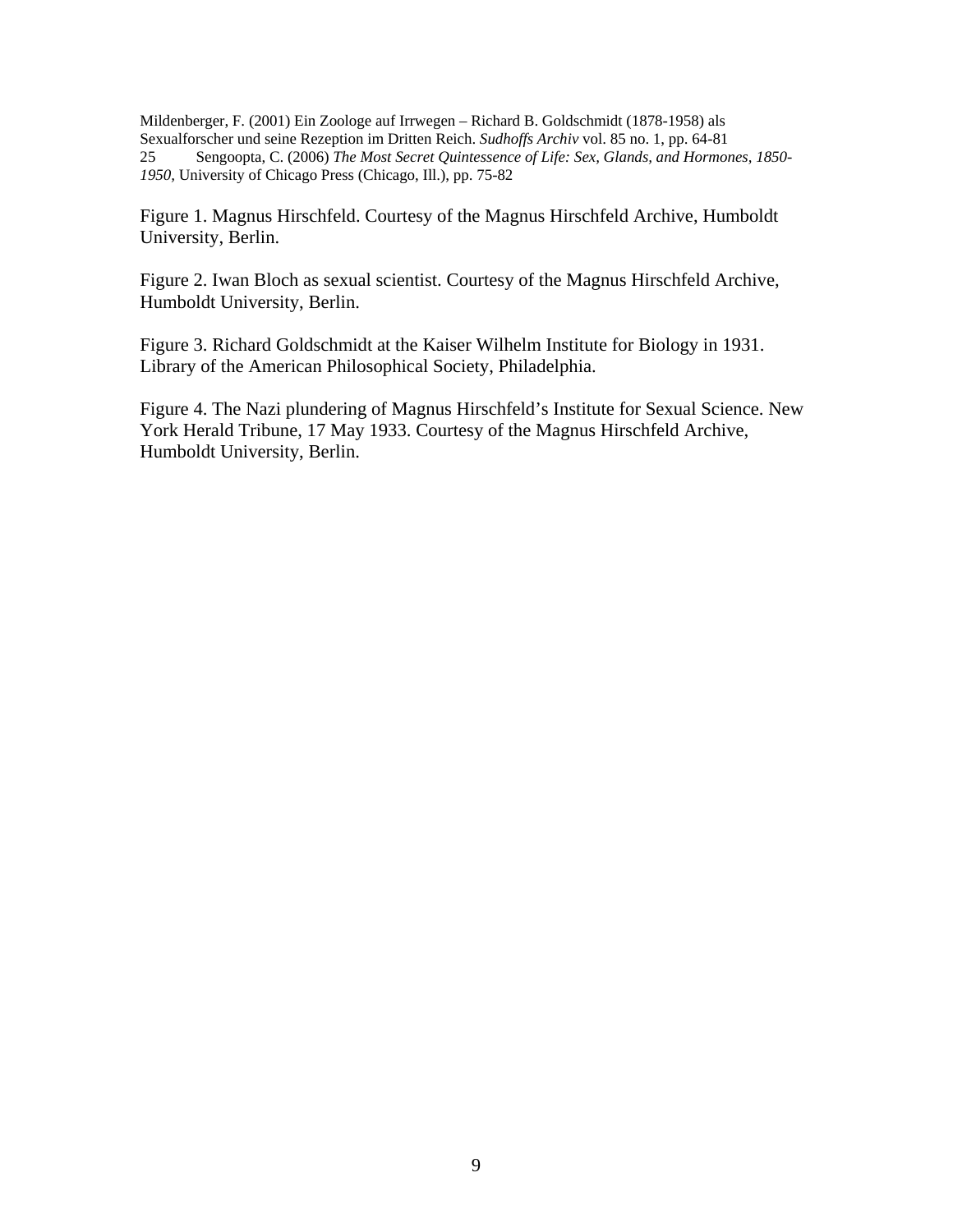Mildenberger, F. (2001) Ein Zoologe auf Irrwegen – Richard B. Goldschmidt (1878-1958) als Sexualforscher und seine Rezeption im Dritten Reich. *Sudhoffs Archiv* vol. 85 no. 1, pp. 64-81

25 Sengoopta, C. (2006) *The Most Secret Quintessence of Life: Sex, Glands, and Hormones, 1850-1950,* University of Chicago Press (Chicago, Ill.), pp. 75-82

Figure 1. Magnus Hirschfeld. Courtesy of the Magnus Hirschfeld Archive, Humboldt University, Berlin.

Figure 2. Iwan Bloch as sexual scientist. Courtesy of the Magnus Hirschfeld Archive, Humboldt University, Berlin.

Figure 3. Richard Goldschmidt at the Kaiser Wilhelm Institute for Biology in 1931. Library of the American Philosophical Society, Philadelphia.

Figure 4. The Nazi plundering of Magnus Hirschfeld's Institute for Sexual Science. New York Herald Tribune, 17 May 1933. Courtesy of the Magnus Hirschfeld Archive, Humboldt University, Berlin.